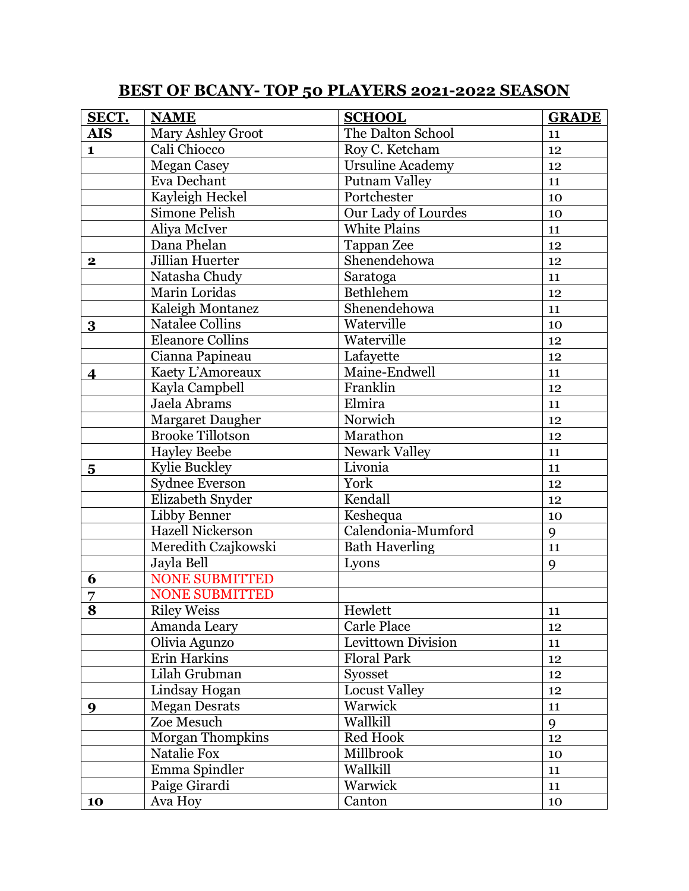# BEST OF BCANY- TOP 50 PLAYERS 2021-2022 SEASON

| SECT. | NAME | SCHOOL | GRADE |
|---|---|---|---|
| AIS | Mary Ashley Groot | The Dalton School | 11 |
| 1 | Cali Chiocco | Roy C. Ketcham | 12 |
| | Megan Casey | Ursuline Academy | 12 |
| | Eva Dechant | Putnam Valley | 11 |
| | Kayleigh Heckel | Portchester | 10 |
| | Simone Pelish | Our Lady of Lourdes | 10 |
| | Aliya McIver | White Plains | 11 |
| | Dana Phelan | Tappan Zee | 12 |
| 2 | Jillian Huerter | Shenendehowa | 12 |
| | Natasha Chudy | Saratoga | 11 |
| | Marin Loridas | Bethlehem | 12 |
| | Kaleigh Montanez | Shenendehowa | 11 |
| 3 | Natalee Collins | Waterville | 10 |
| | Eleanore Collins | Waterville | 12 |
| | Cianna Papineau | Lafayette | 12 |
| 4 | Kaety L'Amoreaux | Maine-Endwell | 11 |
| | Kayla Campbell | Franklin | 12 |
| | Jaela Abrams | Elmira | 11 |
| | Margaret Daugher | Norwich | 12 |
| | Brooke Tillotson | Marathon | 12 |
| | Hayley Beebe | Newark Valley | 11 |
| 5 | Kylie Buckley | Livonia | 11 |
| | Sydnee Everson | York | 12 |
| | Elizabeth Snyder | Kendall | 12 |
| | Libby Benner | Keshequa | 10 |
| | Hazell Nickerson | Calendonia-Mumford | 9 |
| | Meredith Czajkowski | Bath Haverling | 11 |
| | Jayla Bell | Lyons | 9 |
| 6 | NONE SUBMITTED | | |
| 7 | NONE SUBMITTED | | |
| 8 | Riley Weiss | Hewlett | 11 |
| | Amanda Leary | Carle Place | 12 |
| | Olivia Agunzo | Levittown Division | 11 |
| | Erin Harkins | Floral Park | 12 |
| | Lilah Grubman | Syosset | 12 |
| | Lindsay Hogan | Locust Valley | 12 |
| 9 | Megan Desrats | Warwick | 11 |
| | Zoe Mesuch | Wallkill | 9 |
| | Morgan Thompkins | Red Hook | 12 |
| | Natalie Fox | Millbrook | 10 |
| | Emma Spindler | Wallkill | 11 |
| | Paige Girardi | Warwick | 11 |
| 10 | Ava Hoy | Canton | 10 |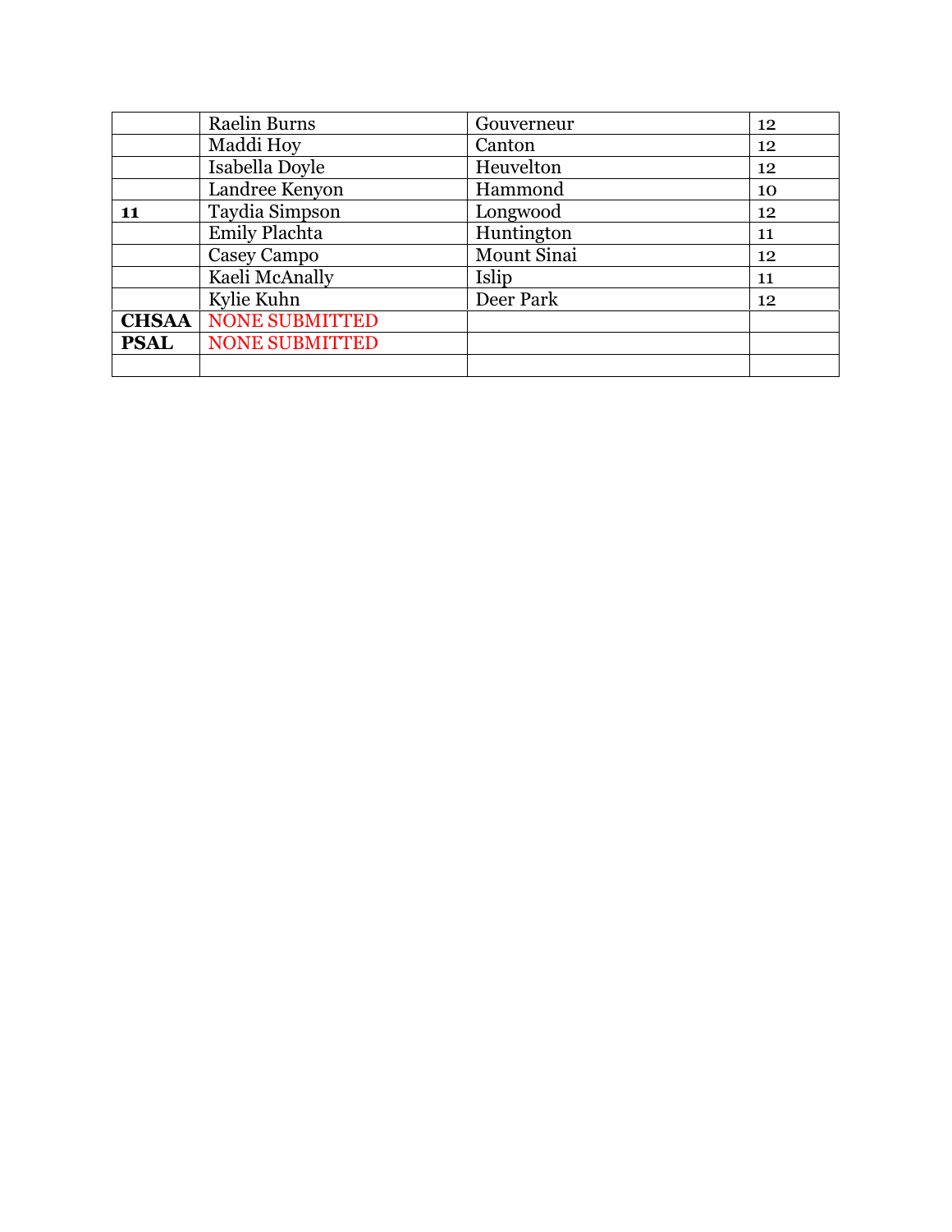| | | | |
|---|---|---|---|
| | Raelin Burns | Gouverneur | 12 |
| | Maddi Hoy | Canton | 12 |
| | Isabella Doyle | Heuvelton | 12 |
| | Landree Kenyon | Hammond | 10 |
| **11** | Taydia Simpson | Longwood | 12 |
| | Emily Plachta | Huntington | 11 |
| | Casey Campo | Mount Sinai | 12 |
| | Kaeli McAnally | Islip | 11 |
| | Kylie Kuhn | Deer Park | 12 |
| **CHSAA** | NONE SUBMITTED | | |
| **PSAL** | NONE SUBMITTED | | |
| | | | |